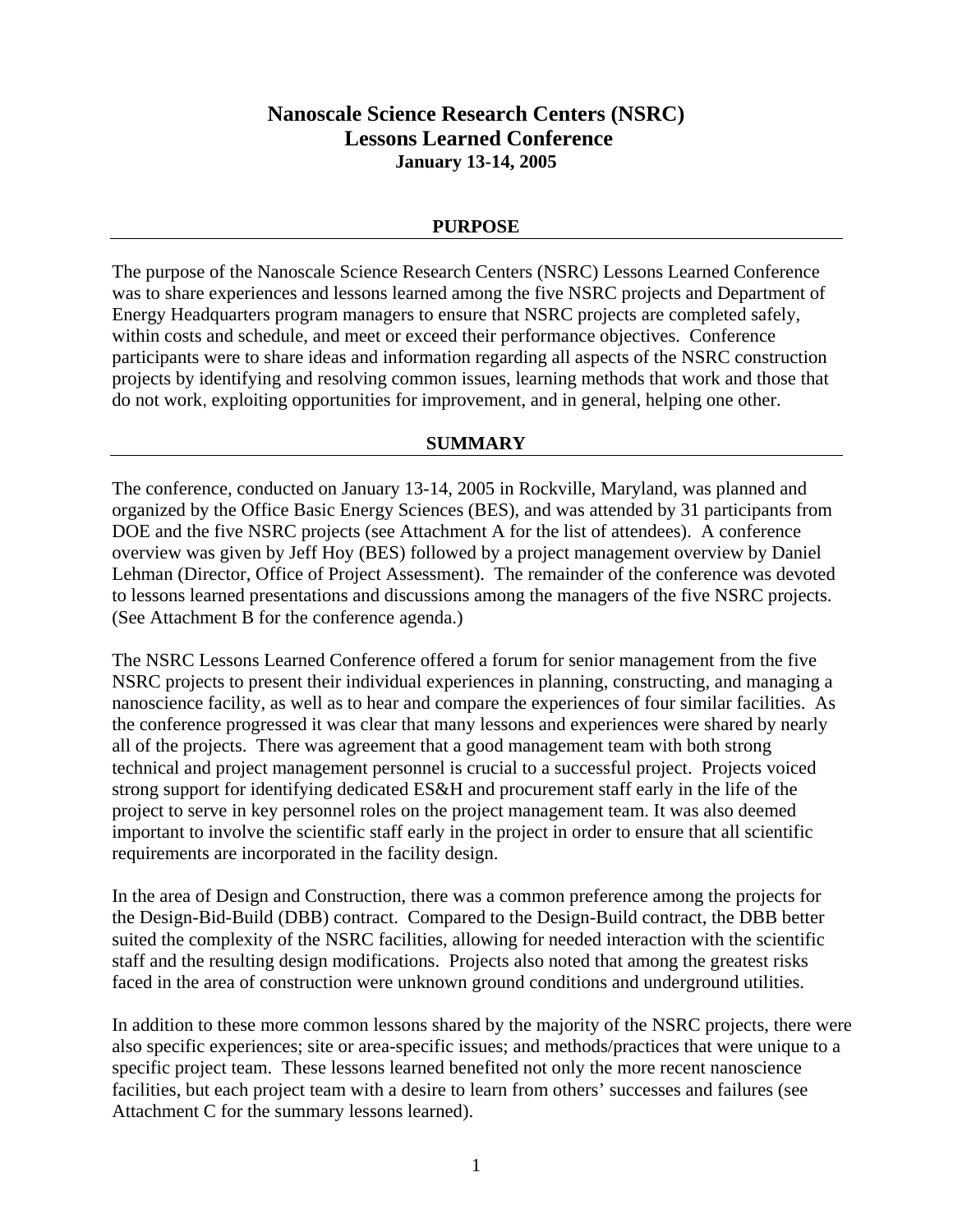# Nanoscale Science Research Centers (NSRC)
# Lessons Learned Conference
### January 13-14, 2005

## PURPOSE

The purpose of the Nanoscale Science Research Centers (NSRC) Lessons Learned Conference was to share experiences and lessons learned among the five NSRC projects and Department of Energy Headquarters program managers to ensure that NSRC projects are completed safely, within costs and schedule, and meet or exceed their performance objectives. Conference participants were to share ideas and information regarding all aspects of the NSRC construction projects by identifying and resolving common issues, learning methods that work and those that do not work, exploiting opportunities for improvement, and in general, helping one other.

## SUMMARY

The conference, conducted on January 13-14, 2005 in Rockville, Maryland, was planned and organized by the Office Basic Energy Sciences (BES), and was attended by 31 participants from DOE and the five NSRC projects (see Attachment A for the list of attendees). A conference overview was given by Jeff Hoy (BES) followed by a project management overview by Daniel Lehman (Director, Office of Project Assessment). The remainder of the conference was devoted to lessons learned presentations and discussions among the managers of the five NSRC projects. (See Attachment B for the conference agenda.)

The NSRC Lessons Learned Conference offered a forum for senior management from the five NSRC projects to present their individual experiences in planning, constructing, and managing a nanoscience facility, as well as to hear and compare the experiences of four similar facilities. As the conference progressed it was clear that many lessons and experiences were shared by nearly all of the projects. There was agreement that a good management team with both strong technical and project management personnel is crucial to a successful project. Projects voiced strong support for identifying dedicated ES&H and procurement staff early in the life of the project to serve in key personnel roles on the project management team. It was also deemed important to involve the scientific staff early in the project in order to ensure that all scientific requirements are incorporated in the facility design.

In the area of Design and Construction, there was a common preference among the projects for the Design-Bid-Build (DBB) contract. Compared to the Design-Build contract, the DBB better suited the complexity of the NSRC facilities, allowing for needed interaction with the scientific staff and the resulting design modifications. Projects also noted that among the greatest risks faced in the area of construction were unknown ground conditions and underground utilities.

In addition to these more common lessons shared by the majority of the NSRC projects, there were also specific experiences; site or area-specific issues; and methods/practices that were unique to a specific project team. These lessons learned benefited not only the more recent nanoscience facilities, but each project team with a desire to learn from others' successes and failures (see Attachment C for the summary lessons learned).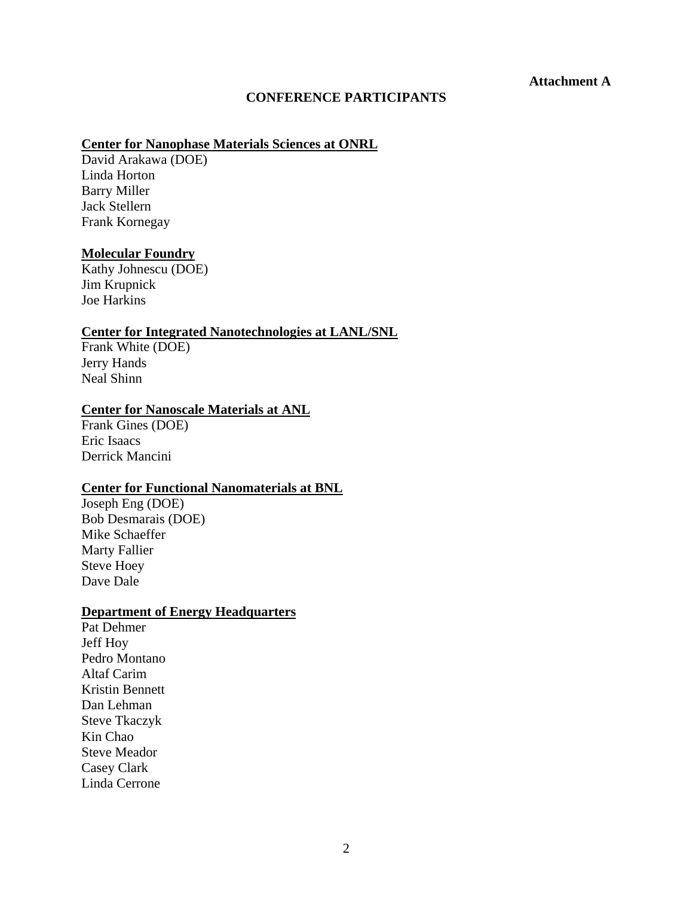**Attachment A**

## CONFERENCE PARTICIPANTS

**Center for Nanophase Materials Sciences at ONRL**

David Arakawa (DOE)
Linda Horton
Barry Miller
Jack Stellern
Frank Kornegay

**Molecular Foundry**

Kathy Johnescu (DOE)
Jim Krupnick
Joe Harkins

**Center for Integrated Nanotechnologies at LANL/SNL**

Frank White (DOE)
Jerry Hands
Neal Shinn

**Center for Nanoscale Materials at ANL**

Frank Gines (DOE)
Eric Isaacs
Derrick Mancini

**Center for Functional Nanomaterials at BNL**

Joseph Eng (DOE)
Bob Desmarais (DOE)
Mike Schaeffer
Marty Fallier
Steve Hoey
Dave Dale

**Department of Energy Headquarters**

Pat Dehmer
Jeff Hoy
Pedro Montano
Altaf Carim
Kristin Bennett
Dan Lehman
Steve Tkaczyk
Kin Chao
Steve Meador
Casey Clark
Linda Cerrone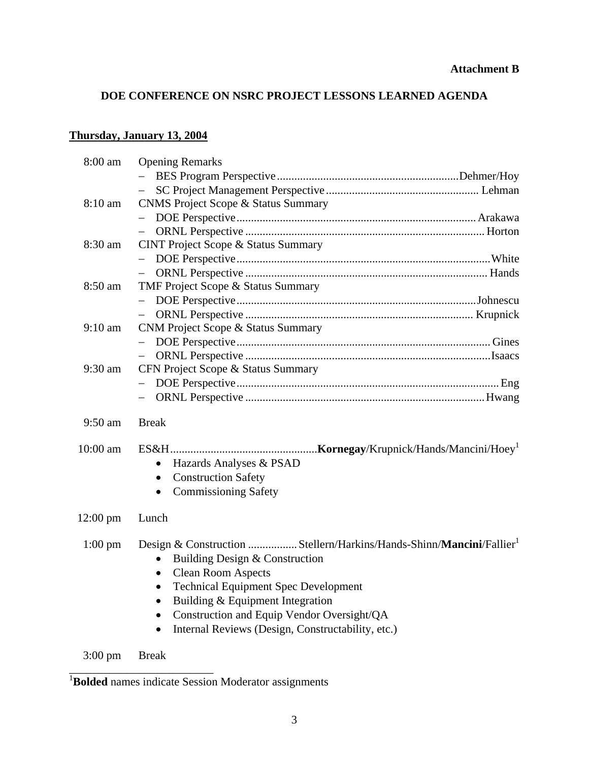**Attachment B**

## DOE CONFERENCE ON NSRC PROJECT LESSONS LEARNED AGENDA

### Thursday, January 13, 2004

| Time | Session |
|---|---|
| 8:00 am | Opening Remarks |
| | – BES Program Perspective .......... Dehmer/Hoy |
| | – SC Project Management Perspective .......... Lehman |
| 8:10 am | CNMS Project Scope & Status Summary |
| | – DOE Perspective .......... Arakawa |
| | – ORNL Perspective .......... Horton |
| 8:30 am | CINT Project Scope & Status Summary |
| | – DOE Perspective .......... White |
| | – ORNL Perspective .......... Hands |
| 8:50 am | TMF Project Scope & Status Summary |
| | – DOE Perspective .......... Johnescu |
| | – ORNL Perspective .......... Krupnick |
| 9:10 am | CNM Project Scope & Status Summary |
| | – DOE Perspective .......... Gines |
| | – ORNL Perspective .......... Isaacs |
| 9:30 am | CFN Project Scope & Status Summary |
| | – DOE Perspective .......... Eng |
| | – ORNL Perspective .......... Hwang |
| 9:50 am | Break |
| 10:00 am | ES&H .......... **Kornegay**/Krupnick/Hands/Mancini/Hoey[1] |
| | • Hazards Analyses & PSAD |
| | • Construction Safety |
| | • Commissioning Safety |
| 12:00 pm | Lunch |
| 1:00 pm | Design & Construction .......... Stellern/Harkins/Hands-Shinn/**Mancini**/Fallier[1] |
| | • Building Design & Construction |
| | • Clean Room Aspects |
| | • Technical Equipment Spec Development |
| | • Building & Equipment Integration |
| | • Construction and Equip Vendor Oversight/QA |
| | • Internal Reviews (Design, Constructability, etc.) |
| 3:00 pm | Break |

---

[1] **Bolded** names indicate Session Moderator assignments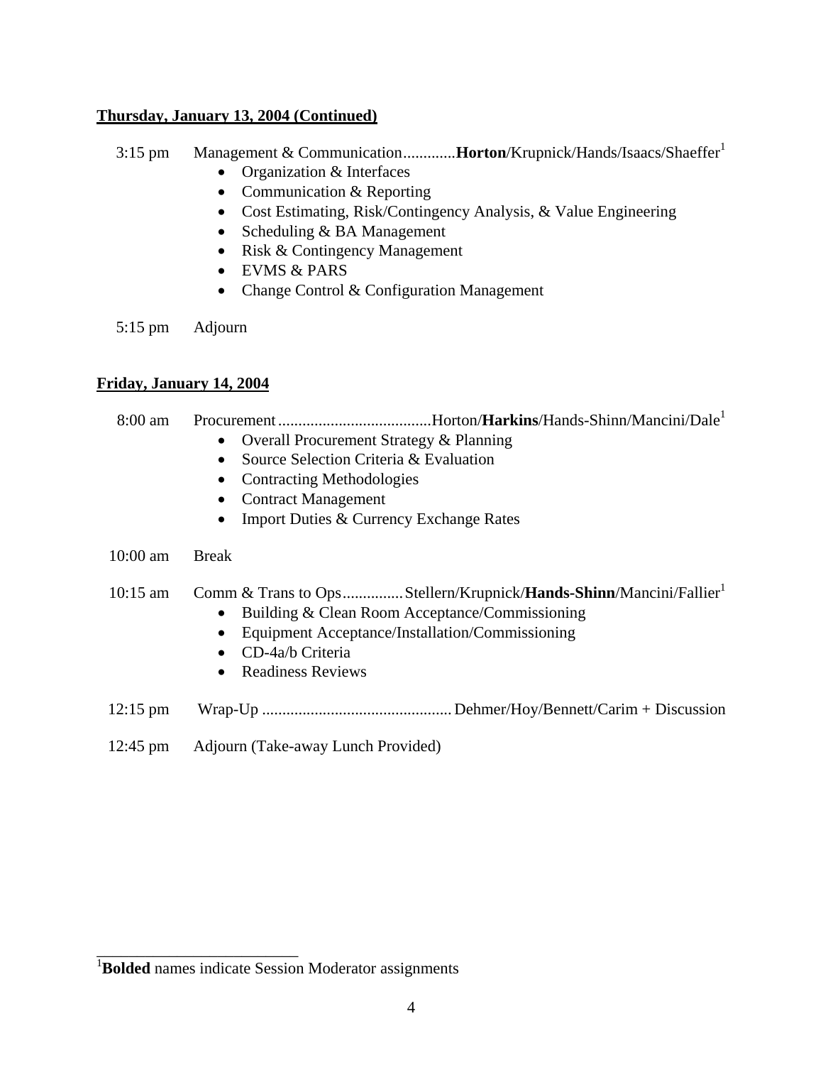**Thursday, January 13, 2004 (Continued)**

3:15 pm Management & Communication.............**Horton**/Krupnick/Hands/Isaacs/Shaeffer[1]

- Organization & Interfaces
- Communication & Reporting
- Cost Estimating, Risk/Contingency Analysis, & Value Engineering
- Scheduling & BA Management
- Risk & Contingency Management
- EVMS & PARS
- Change Control & Configuration Management

5:15 pm Adjourn

**Friday, January 14, 2004**

8:00 am Procurement......................................Horton/**Harkins**/Hands-Shinn/Mancini/Dale[1]

- Overall Procurement Strategy & Planning
- Source Selection Criteria & Evaluation
- Contracting Methodologies
- Contract Management
- Import Duties & Currency Exchange Rates

10:00 am Break

10:15 am Comm & Trans to Ops...............Stellern/Krupnick/**Hands-Shinn**/Mancini/Fallier[1]

- Building & Clean Room Acceptance/Commissioning
- Equipment Acceptance/Installation/Commissioning
- CD-4a/b Criteria
- Readiness Reviews

12:15 pm Wrap-Up ............................................... Dehmer/Hoy/Bennett/Carim + Discussion

12:45 pm Adjourn (Take-away Lunch Provided)

---

[1]**Bolded** names indicate Session Moderator assignments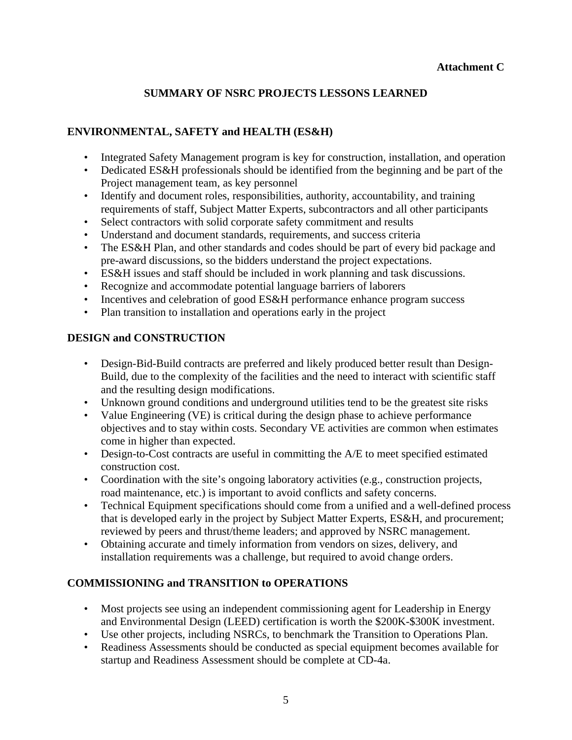**Attachment C**

# SUMMARY OF NSRC PROJECTS LESSONS LEARNED

## ENVIRONMENTAL, SAFETY and HEALTH (ES&H)

- Integrated Safety Management program is key for construction, installation, and operation
- Dedicated ES&H professionals should be identified from the beginning and be part of the Project management team, as key personnel
- Identify and document roles, responsibilities, authority, accountability, and training requirements of staff, Subject Matter Experts, subcontractors and all other participants
- Select contractors with solid corporate safety commitment and results
- Understand and document standards, requirements, and success criteria
- The ES&H Plan, and other standards and codes should be part of every bid package and pre-award discussions, so the bidders understand the project expectations.
- ES&H issues and staff should be included in work planning and task discussions.
- Recognize and accommodate potential language barriers of laborers
- Incentives and celebration of good ES&H performance enhance program success
- Plan transition to installation and operations early in the project

## DESIGN and CONSTRUCTION

- Design-Bid-Build contracts are preferred and likely produced better result than Design-Build, due to the complexity of the facilities and the need to interact with scientific staff and the resulting design modifications.
- Unknown ground conditions and underground utilities tend to be the greatest site risks
- Value Engineering (VE) is critical during the design phase to achieve performance objectives and to stay within costs. Secondary VE activities are common when estimates come in higher than expected.
- Design-to-Cost contracts are useful in committing the A/E to meet specified estimated construction cost.
- Coordination with the site's ongoing laboratory activities (e.g., construction projects, road maintenance, etc.) is important to avoid conflicts and safety concerns.
- Technical Equipment specifications should come from a unified and a well-defined process that is developed early in the project by Subject Matter Experts, ES&H, and procurement; reviewed by peers and thrust/theme leaders; and approved by NSRC management.
- Obtaining accurate and timely information from vendors on sizes, delivery, and installation requirements was a challenge, but required to avoid change orders.

## COMMISSIONING and TRANSITION to OPERATIONS

- Most projects see using an independent commissioning agent for Leadership in Energy and Environmental Design (LEED) certification is worth the $200K-$300K investment.
- Use other projects, including NSRCs, to benchmark the Transition to Operations Plan.
- Readiness Assessments should be conducted as special equipment becomes available for startup and Readiness Assessment should be complete at CD-4a.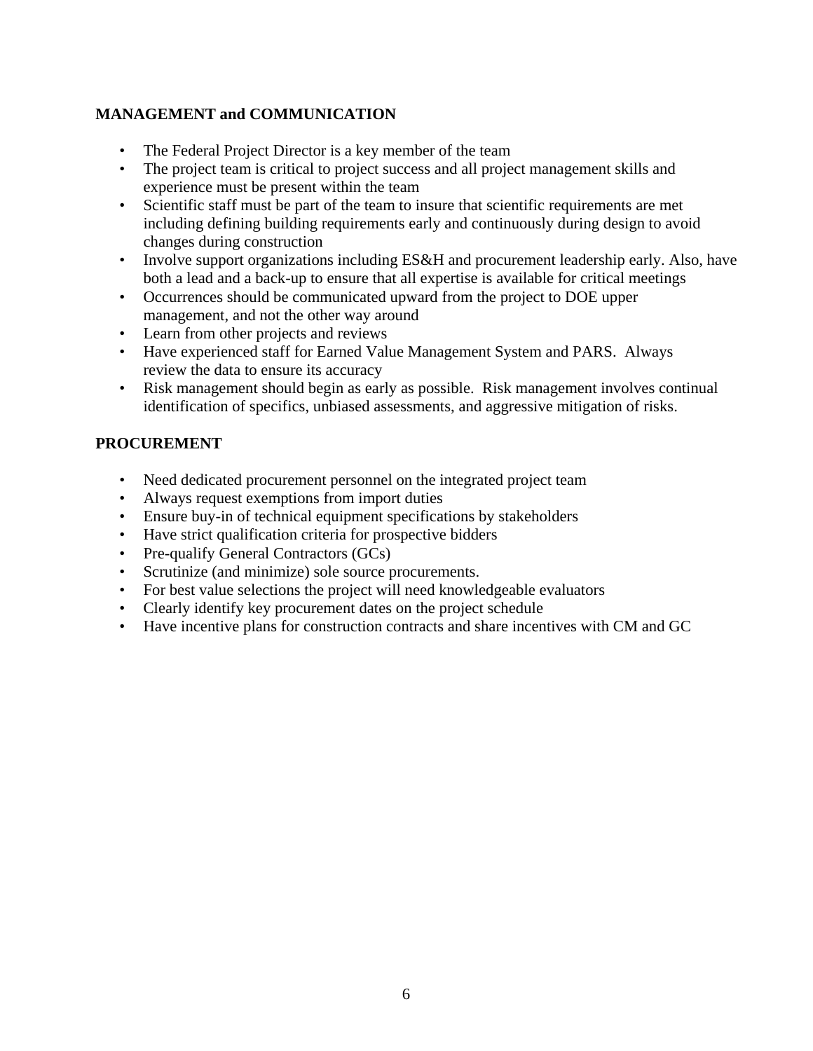**MANAGEMENT and COMMUNICATION**

- The Federal Project Director is a key member of the team
- The project team is critical to project success and all project management skills and experience must be present within the team
- Scientific staff must be part of the team to insure that scientific requirements are met including defining building requirements early and continuously during design to avoid changes during construction
- Involve support organizations including ES&H and procurement leadership early. Also, have both a lead and a back-up to ensure that all expertise is available for critical meetings
- Occurrences should be communicated upward from the project to DOE upper management, and not the other way around
- Learn from other projects and reviews
- Have experienced staff for Earned Value Management System and PARS. Always review the data to ensure its accuracy
- Risk management should begin as early as possible. Risk management involves continual identification of specifics, unbiased assessments, and aggressive mitigation of risks.

**PROCUREMENT**

- Need dedicated procurement personnel on the integrated project team
- Always request exemptions from import duties
- Ensure buy-in of technical equipment specifications by stakeholders
- Have strict qualification criteria for prospective bidders
- Pre-qualify General Contractors (GCs)
- Scrutinize (and minimize) sole source procurements.
- For best value selections the project will need knowledgeable evaluators
- Clearly identify key procurement dates on the project schedule
- Have incentive plans for construction contracts and share incentives with CM and GC